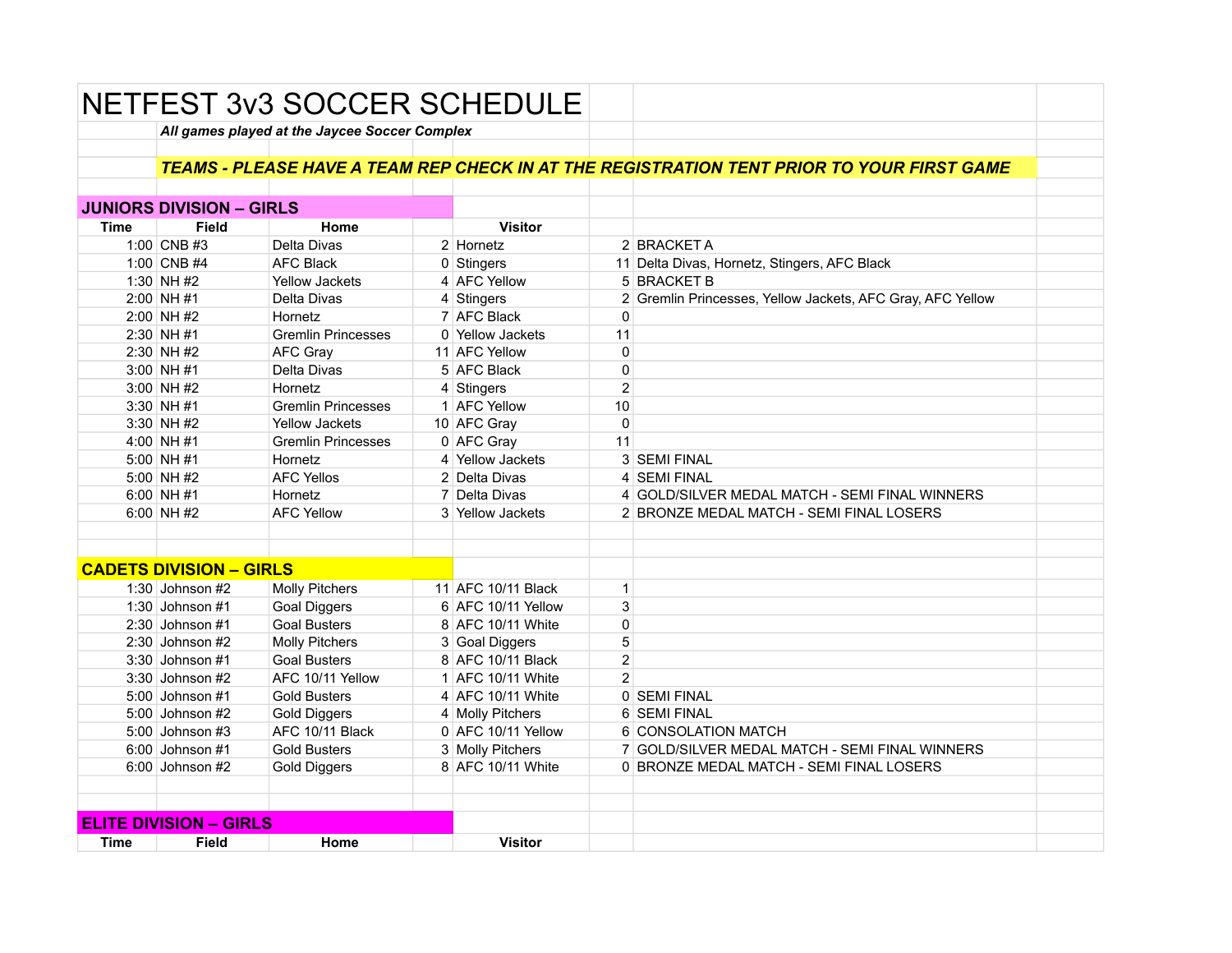# NETFEST 3v3 SOCCER SCHEDULE

***All games played at the Jaycee Soccer Complex***

***TEAMS - PLEASE HAVE A TEAM REP CHECK IN AT THE REGISTRATION TENT PRIOR TO YOUR FIRST GAME***

## JUNIORS DIVISION – GIRLS

| Time | Field | Home | | Visitor | | |
|---|---|---|---|---|---|---|
| 1:00 | CNB #3 | Delta Divas | 2 | Hornetz | 2 | BRACKET A |
| 1:00 | CNB #4 | AFC Black | 0 | Stingers | 11 | Delta Divas, Hornetz, Stingers, AFC Black |
| 1:30 | NH #2 | Yellow Jackets | 4 | AFC Yellow | 5 | BRACKET B |
| 2:00 | NH #1 | Delta Divas | 4 | Stingers | 2 | Gremlin Princesses, Yellow Jackets, AFC Gray, AFC Yellow |
| 2:00 | NH #2 | Hornetz | 7 | AFC Black | 0 | |
| 2:30 | NH #1 | Gremlin Princesses | 0 | Yellow Jackets | 11 | |
| 2:30 | NH #2 | AFC Gray | 11 | AFC Yellow | 0 | |
| 3:00 | NH #1 | Delta Divas | 5 | AFC Black | 0 | |
| 3:00 | NH #2 | Hornetz | 4 | Stingers | 2 | |
| 3:30 | NH #1 | Gremlin Princesses | 1 | AFC Yellow | 10 | |
| 3:30 | NH #2 | Yellow Jackets | 10 | AFC Gray | 0 | |
| 4:00 | NH #1 | Gremlin Princesses | 0 | AFC Gray | 11 | |
| 5:00 | NH #1 | Hornetz | 4 | Yellow Jackets | 3 | SEMI FINAL |
| 5:00 | NH #2 | AFC Yellos | 2 | Delta Divas | 4 | SEMI FINAL |
| 6:00 | NH #1 | Hornetz | 7 | Delta Divas | 4 | GOLD/SILVER MEDAL MATCH - SEMI FINAL WINNERS |
| 6:00 | NH #2 | AFC Yellow | 3 | Yellow Jackets | 2 | BRONZE MEDAL MATCH - SEMI FINAL LOSERS |

## CADETS DIVISION – GIRLS

| Time | Field | Home | | Visitor | | |
|---|---|---|---|---|---|---|
| 1:30 | Johnson #2 | Molly Pitchers | 11 | AFC 10/11 Black | 1 | |
| 1:30 | Johnson #1 | Goal Diggers | 6 | AFC 10/11 Yellow | 3 | |
| 2:30 | Johnson #1 | Goal Busters | 8 | AFC 10/11 White | 0 | |
| 2:30 | Johnson #2 | Molly Pitchers | 3 | Goal Diggers | 5 | |
| 3:30 | Johnson #1 | Goal Busters | 8 | AFC 10/11 Black | 2 | |
| 3:30 | Johnson #2 | AFC 10/11 Yellow | 1 | AFC 10/11 White | 2 | |
| 5:00 | Johnson #1 | Gold Busters | 4 | AFC 10/11 White | 0 | SEMI FINAL |
| 5:00 | Johnson #2 | Gold Diggers | 4 | Molly Pitchers | 6 | SEMI FINAL |
| 5:00 | Johnson #3 | AFC 10/11 Black | 0 | AFC 10/11 Yellow | 6 | CONSOLATION MATCH |
| 6:00 | Johnson #1 | Gold Busters | 3 | Molly Pitchers | 7 | GOLD/SILVER MEDAL MATCH - SEMI FINAL WINNERS |
| 6:00 | Johnson #2 | Gold Diggers | 8 | AFC 10/11 White | 0 | BRONZE MEDAL MATCH - SEMI FINAL LOSERS |

## ELITE DIVISION – GIRLS

| Time | Field | Home | | Visitor | | |
|---|---|---|---|---|---|---|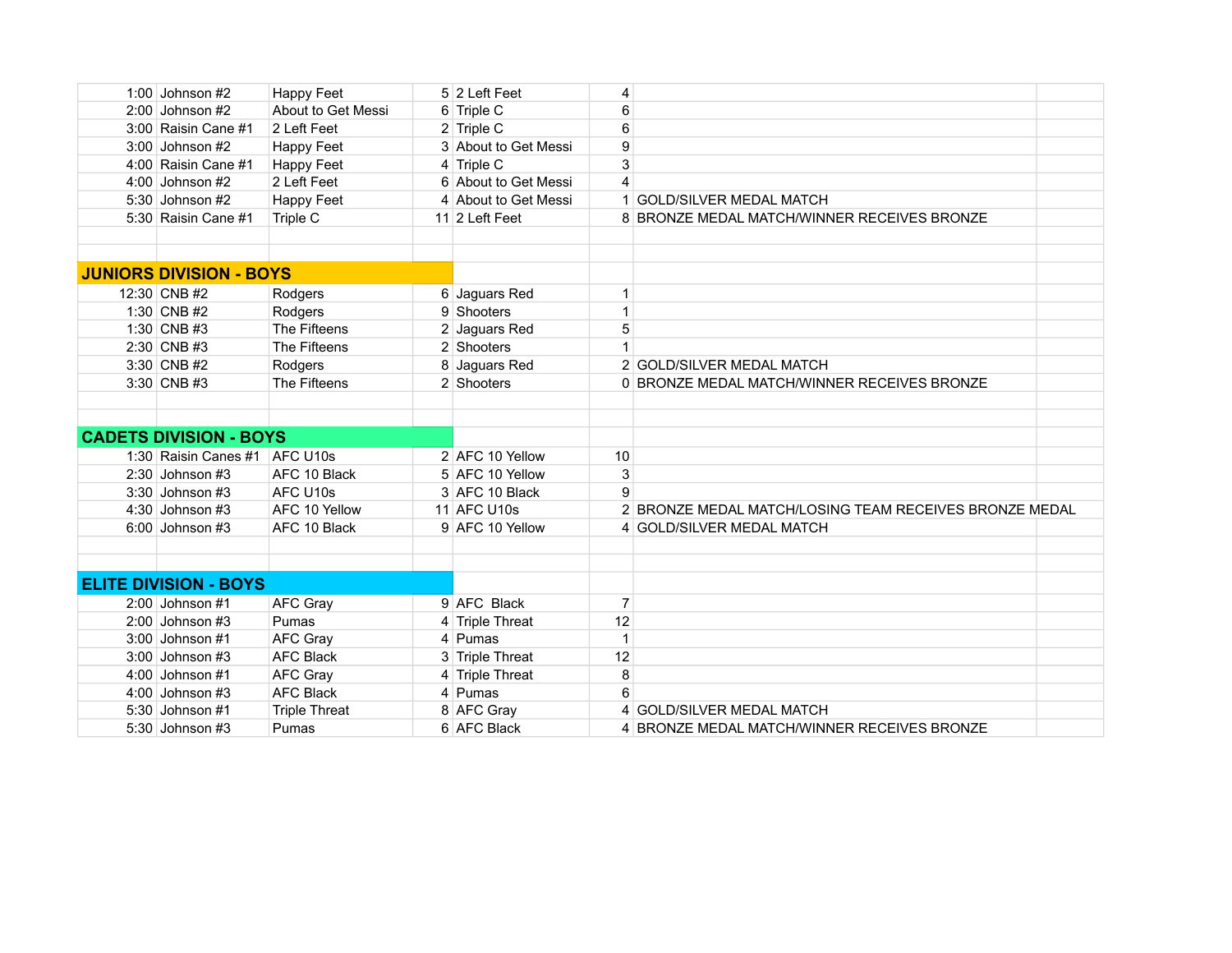| | | | | | | |
|---|---|---|---|---|---|---|
| 1:00 | Johnson #2 | Happy Feet | 5 | 2 Left Feet | 4 | |
| 2:00 | Johnson #2 | About to Get Messi | 6 | Triple C | 6 | |
| 3:00 | Raisin Cane #1 | 2 Left Feet | 2 | Triple C | 6 | |
| 3:00 | Johnson #2 | Happy Feet | 3 | About to Get Messi | 9 | |
| 4:00 | Raisin Cane #1 | Happy Feet | 4 | Triple C | 3 | |
| 4:00 | Johnson #2 | 2 Left Feet | 6 | About to Get Messi | 4 | |
| 5:30 | Johnson #2 | Happy Feet | 4 | About to Get Messi | 1 | GOLD/SILVER MEDAL MATCH |
| 5:30 | Raisin Cane #1 | Triple C | 11 | 2 Left Feet | 8 | BRONZE MEDAL MATCH/WINNER RECEIVES BRONZE |

## JUNIORS DIVISION - BOYS

| | | | | | | |
|---|---|---|---|---|---|---|
| 12:30 | CNB #2 | Rodgers | 6 | Jaguars Red | 1 | |
| 1:30 | CNB #2 | Rodgers | 9 | Shooters | 1 | |
| 1:30 | CNB #3 | The Fifteens | 2 | Jaguars Red | 5 | |
| 2:30 | CNB #3 | The Fifteens | 2 | Shooters | 1 | |
| 3:30 | CNB #2 | Rodgers | 8 | Jaguars Red | 2 | GOLD/SILVER MEDAL MATCH |
| 3:30 | CNB #3 | The Fifteens | 2 | Shooters | 0 | BRONZE MEDAL MATCH/WINNER RECEIVES BRONZE |

## CADETS DIVISION - BOYS

| | | | | | | |
|---|---|---|---|---|---|---|
| 1:30 | Raisin Canes #1 | AFC U10s | 2 | AFC 10 Yellow | 10 | |
| 2:30 | Johnson #3 | AFC 10 Black | 5 | AFC 10 Yellow | 3 | |
| 3:30 | Johnson #3 | AFC U10s | 3 | AFC 10 Black | 9 | |
| 4:30 | Johnson #3 | AFC 10 Yellow | 11 | AFC U10s | 2 | BRONZE MEDAL MATCH/LOSING TEAM RECEIVES BRONZE MEDAL |
| 6:00 | Johnson #3 | AFC 10 Black | 9 | AFC 10 Yellow | 4 | GOLD/SILVER MEDAL MATCH |

## ELITE DIVISION - BOYS

| | | | | | | |
|---|---|---|---|---|---|---|
| 2:00 | Johnson #1 | AFC Gray | 9 | AFC Black | 7 | |
| 2:00 | Johnson #3 | Pumas | 4 | Triple Threat | 12 | |
| 3:00 | Johnson #1 | AFC Gray | 4 | Pumas | 1 | |
| 3:00 | Johnson #3 | AFC Black | 3 | Triple Threat | 12 | |
| 4:00 | Johnson #1 | AFC Gray | 4 | Triple Threat | 8 | |
| 4:00 | Johnson #3 | AFC Black | 4 | Pumas | 6 | |
| 5:30 | Johnson #1 | Triple Threat | 8 | AFC Gray | 4 | GOLD/SILVER MEDAL MATCH |
| 5:30 | Johnson #3 | Pumas | 6 | AFC Black | 4 | BRONZE MEDAL MATCH/WINNER RECEIVES BRONZE |